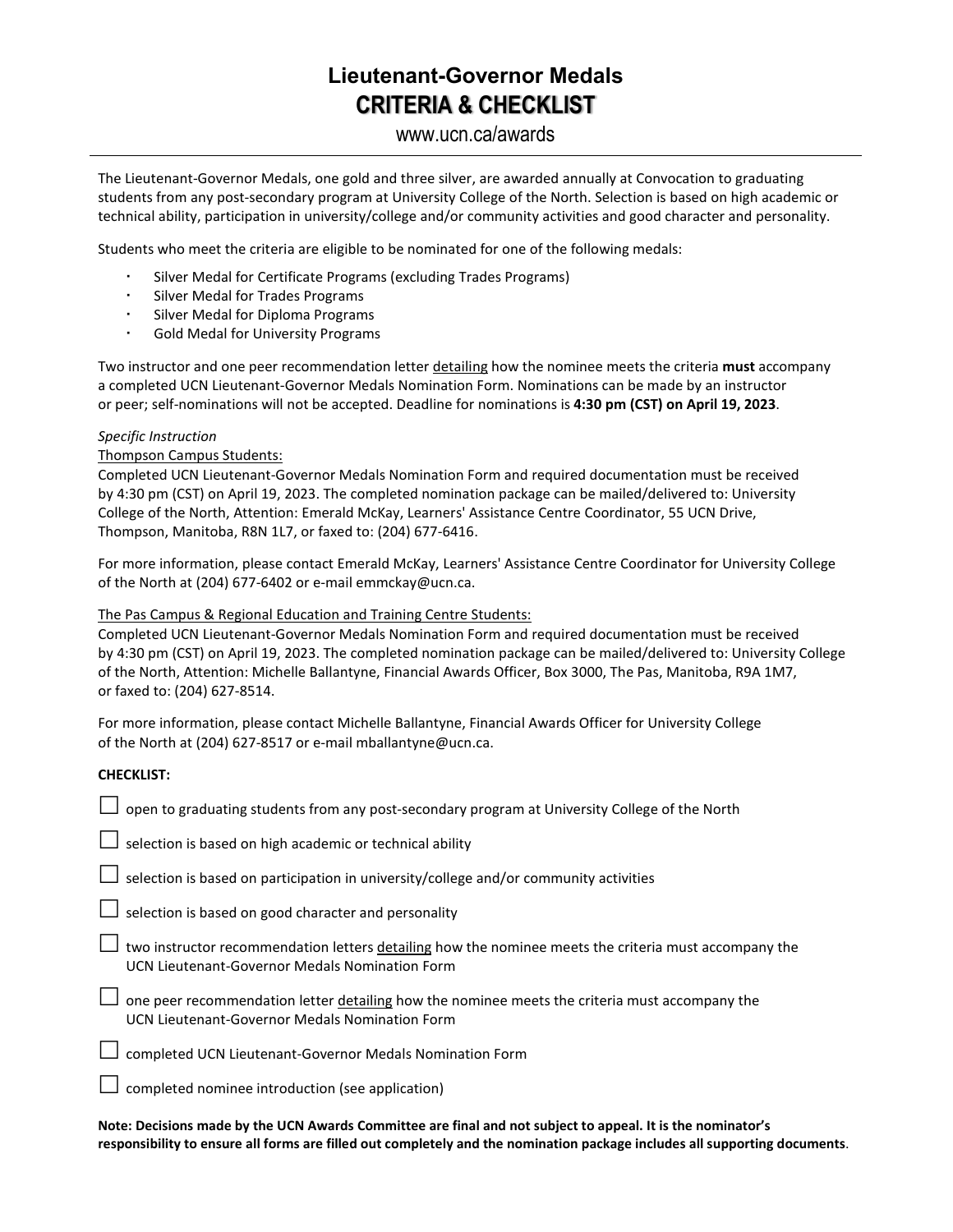# Lieutenant-Governor Medals

## CRITERIA & CHECKLIST

www.ucn.ca/awards

---

The Lieutenant-Governor Medals, one gold and three silver, are awarded annually at Convocation to graduating students from any post-secondary program at University College of the North. Selection is based on high academic or technical ability, participation in university/college and/or community activities and good character and personality.

Students who meet the criteria are eligible to be nominated for one of the following medals:

- Silver Medal for Certificate Programs (excluding Trades Programs)
- Silver Medal for Trades Programs
- Silver Medal for Diploma Programs
- Gold Medal for University Programs

Two instructor and one peer recommendation letter detailing how the nominee meets the criteria **must** accompany a completed UCN Lieutenant-Governor Medals Nomination Form. Nominations can be made by an instructor or peer; self-nominations will not be accepted. Deadline for nominations is **4:30 pm (CST) on April 19, 2023**.

*Specific Instruction*

Thompson Campus Students:

Completed UCN Lieutenant-Governor Medals Nomination Form and required documentation must be received by 4:30 pm (CST) on April 19, 2023. The completed nomination package can be mailed/delivered to: University College of the North, Attention: Emerald McKay, Learners' Assistance Centre Coordinator, 55 UCN Drive, Thompson, Manitoba, R8N 1L7, or faxed to: (204) 677-6416.

For more information, please contact Emerald McKay, Learners' Assistance Centre Coordinator for University College of the North at (204) 677-6402 or e-mail emmckay@ucn.ca.

The Pas Campus & Regional Education and Training Centre Students:

Completed UCN Lieutenant-Governor Medals Nomination Form and required documentation must be received by 4:30 pm (CST) on April 19, 2023. The completed nomination package can be mailed/delivered to: University College of the North, Attention: Michelle Ballantyne, Financial Awards Officer, Box 3000, The Pas, Manitoba, R9A 1M7, or faxed to: (204) 627-8514.

For more information, please contact Michelle Ballantyne, Financial Awards Officer for University College of the North at (204) 627-8517 or e-mail mballantyne@ucn.ca.

**CHECKLIST:**

- ☐ open to graduating students from any post-secondary program at University College of the North
- ☐ selection is based on high academic or technical ability
- ☐ selection is based on participation in university/college and/or community activities
- ☐ selection is based on good character and personality
- ☐ two instructor recommendation letters detailing how the nominee meets the criteria must accompany the UCN Lieutenant-Governor Medals Nomination Form
- ☐ one peer recommendation letter detailing how the nominee meets the criteria must accompany the UCN Lieutenant-Governor Medals Nomination Form
- ☐ completed UCN Lieutenant-Governor Medals Nomination Form
- ☐ completed nominee introduction (see application)

**Note: Decisions made by the UCN Awards Committee are final and not subject to appeal. It is the nominator's responsibility to ensure all forms are filled out completely and the nomination package includes all supporting documents**.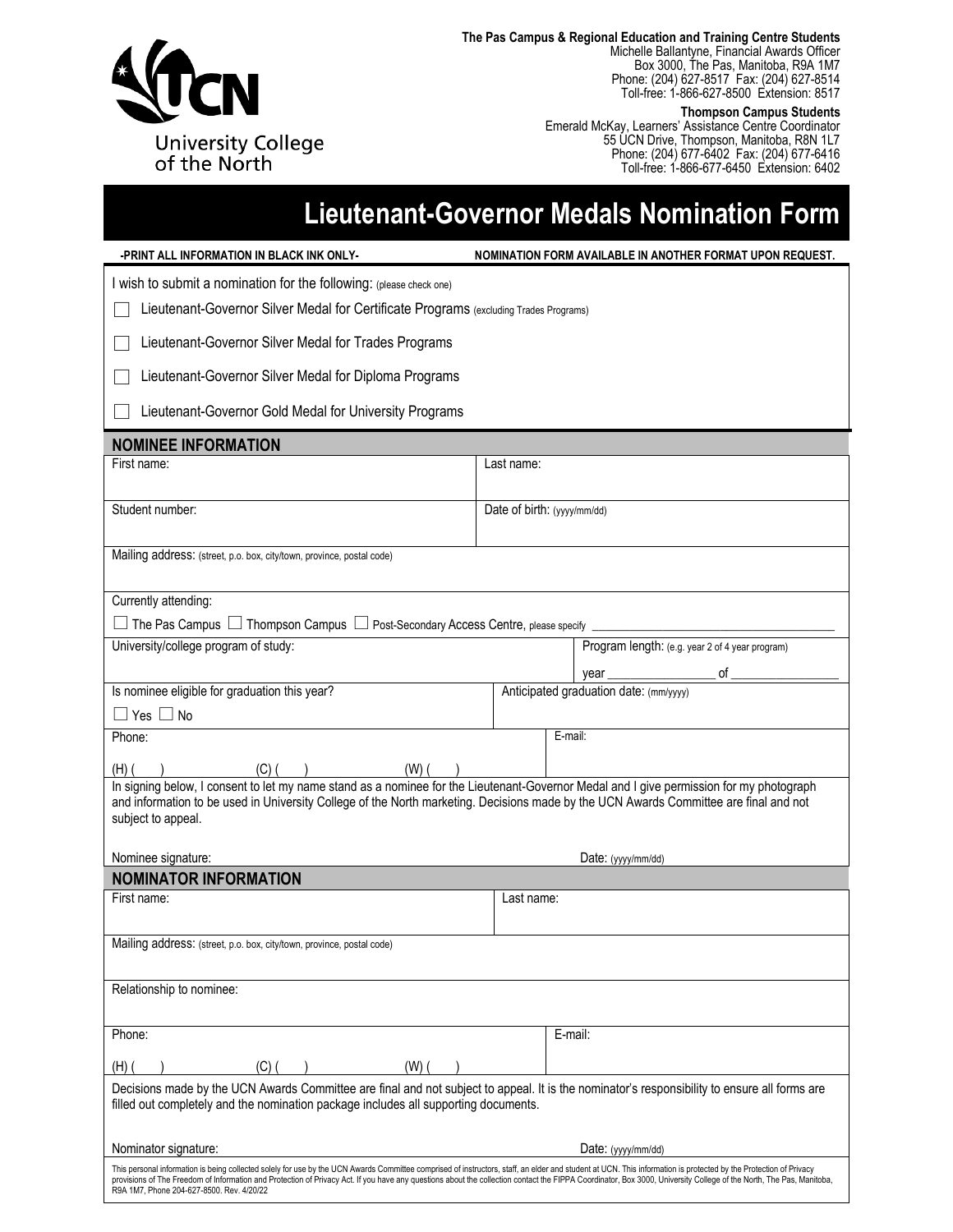University College of the North

**The Pas Campus & Regional Education and Training Centre Students**
Michelle Ballantyne, Financial Awards Officer
Box 3000, The Pas, Manitoba, R9A 1M7
Phone: (204) 627-8517 Fax: (204) 627-8514
Toll-free: 1-866-627-8500 Extension: 8517

**Thompson Campus Students**
Emerald McKay, Learners' Assistance Centre Coordinator
55 UCN Drive, Thompson, Manitoba, R8N 1L7
Phone: (204) 677-6402 Fax: (204) 677-6416
Toll-free: 1-866-677-6450 Extension: 6402

# Lieutenant-Governor Medals Nomination Form

**-PRINT ALL INFORMATION IN BLACK INK ONLY-** **NOMINATION FORM AVAILABLE IN ANOTHER FORMAT UPON REQUEST.**

I wish to submit a nomination for the following: (please check one)

- ☐ Lieutenant-Governor Silver Medal for Certificate Programs (excluding Trades Programs)
- ☐ Lieutenant-Governor Silver Medal for Trades Programs
- ☐ Lieutenant-Governor Silver Medal for Diploma Programs
- ☐ Lieutenant-Governor Gold Medal for University Programs

## NOMINEE INFORMATION

| First name: | Last name: |
|---|---|
| Student number: | Date of birth: (yyyy/mm/dd) |

Mailing address: (street, p.o. box, city/town, province, postal code)

Currently attending:

☐ The Pas Campus ☐ Thompson Campus ☐ Post-Secondary Access Centre, please specify ____________________

| University/college program of study: | Program length: (e.g. year 2 of 4 year program) year __________ of __________ |
|---|---|
| Is nominee eligible for graduation this year? ☐ Yes ☐ No | Anticipated graduation date: (mm/yyyy) |
| Phone: (H) ( ) (C) ( ) (W) ( ) | E-mail: |

In signing below, I consent to let my name stand as a nominee for the Lieutenant-Governor Medal and I give permission for my photograph and information to be used in University College of the North marketing. Decisions made by the UCN Awards Committee are final and not subject to appeal.

Nominee signature: Date: (yyyy/mm/dd)

## NOMINATOR INFORMATION

| First name: | Last name: |
|---|---|

Mailing address: (street, p.o. box, city/town, province, postal code)

Relationship to nominee:

| Phone: (H) ( ) (C) ( ) (W) ( ) | E-mail: |
|---|---|

Decisions made by the UCN Awards Committee are final and not subject to appeal. It is the nominator's responsibility to ensure all forms are filled out completely and the nomination package includes all supporting documents.

Nominator signature: Date: (yyyy/mm/dd)

This personal information is being collected solely for use by the UCN Awards Committee comprised of instructors, staff, an elder and student at UCN. This information is protected by the Protection of Privacy provisions of The Freedom of Information and Protection of Privacy Act. If you have any questions about the collection contact the FIPPA Coordinator, Box 3000, University College of the North, The Pas, Manitoba, R9A 1M7, Phone 204-627-8500. Rev. 4/20/22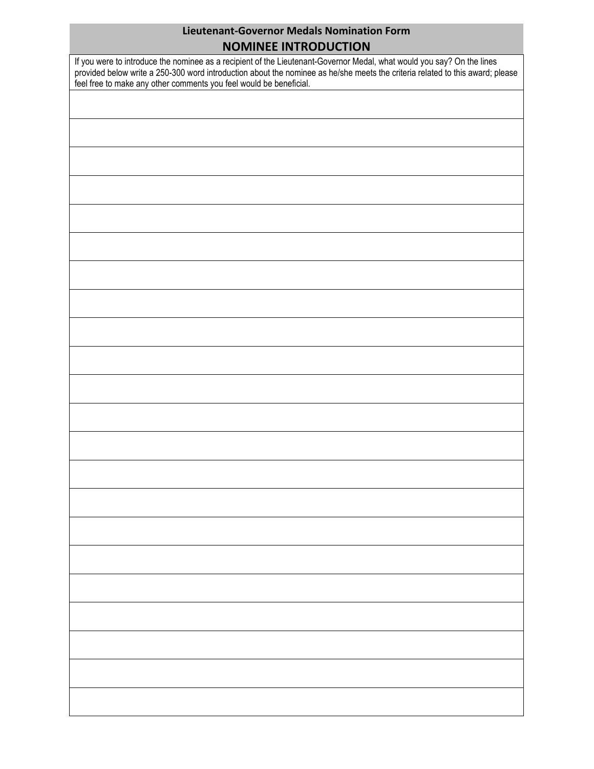**Lieutenant-Governor Medals Nomination Form**

## NOMINEE INTRODUCTION

If you were to introduce the nominee as a recipient of the Lieutenant-Governor Medal, what would you say? On the lines provided below write a 250-300 word introduction about the nominee as he/she meets the criteria related to this award; please feel free to make any other comments you feel would be beneficial.